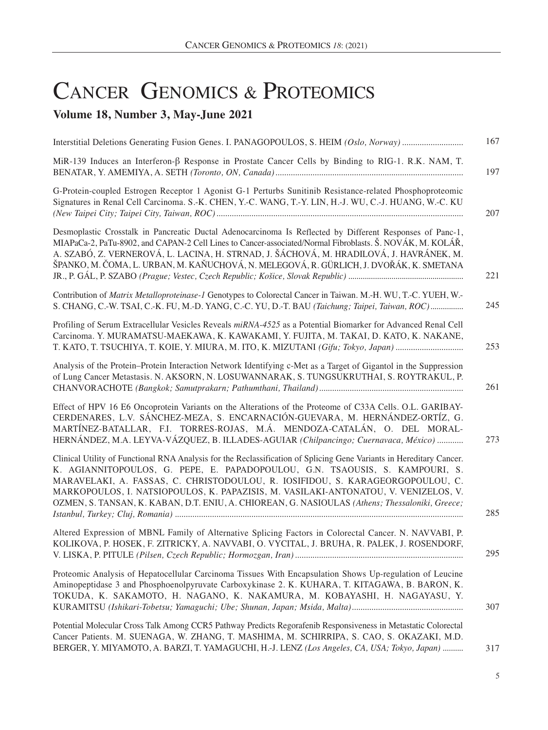# Cancer Genomics & Proteomics

## Volume 18, Number 3, May-June 2021

Interstitial Deletions Generating Fusion Genes. I. PANAGOPOULOS, S. HEIM *(Oslo, Norway)* ............................ 167

MiR-139 Induces an Interferon-β Response in Prostate Cancer Cells by Binding to RIG-1. R.K. NAM, T. BENATAR, Y. AMEMIYA, A. SETH *(Toronto, ON, Canada)* ............................ 197

G-Protein-coupled Estrogen Receptor 1 Agonist G-1 Perturbs Sunitinib Resistance-related Phosphoproteomic Signatures in Renal Cell Carcinoma. S.-K. CHEN, Y.-C. WANG, T.-Y. LIN, H.-J. WU, C.-J. HUANG, W.-C. KU *(New Taipei City; Taipei City, Taiwan, ROC)* ............................ 207

Desmoplastic Crosstalk in Pancreatic Ductal Adenocarcinoma Is Reflected by Different Responses of Panc-1, MIAPaCa-2, PaTu-8902, and CAPAN-2 Cell Lines to Cancer-associated/Normal Fibroblasts. Š. NOVÁK, M. KOLÁŘ, A. SZABÓ, Z. VERNEROVÁ, L. LACINA, H. STRNAD, J. ŠÁCHOVÁ, M. HRADILOVÁ, J. HAVRÁNEK, M. ŠPANKO, M. ČOMA, L. URBAN, M. KAŇUCHOVÁ, N. MELEGOVÁ, R. GÜRLICH, J. DVOŘÁK, K. SMETANA JR., P. GÁL, P. SZABO *(Prague; Vestec, Czech Republic; Košice, Slovak Republic)* ............................ 221

Contribution of *Matrix Metalloproteinase-1* Genotypes to Colorectal Cancer in Taiwan. M.-H. WU, T.-C. YUEH, W.-S. CHANG, C.-W. TSAI, C.-K. FU, M.-D. YANG, C.-C. YU, D.-T. BAU *(Taichung; Taipei, Taiwan, ROC)* ............................ 245

Profiling of Serum Extracellular Vesicles Reveals *miRNA-4525* as a Potential Biomarker for Advanced Renal Cell Carcinoma. Y. MURAMATSU-MAEKAWA, K. KAWAKAMI, Y. FUJITA, M. TAKAI, D. KATO, K. NAKANE, T. KATO, T. TSUCHIYA, T. KOIE, Y. MIURA, M. ITO, K. MIZUTANI *(Gifu; Tokyo, Japan)* ............................ 253

Analysis of the Protein–Protein Interaction Network Identifying c-Met as a Target of Gigantol in the Suppression of Lung Cancer Metastasis. N. AKSORN, N. LOSUWANNARAK, S. TUNGSUKRUTHAI, S. ROYTRAKUL, P. CHANVORACHOTE *(Bangkok; Samutprakarn; Pathumthani, Thailand)* ............................ 261

Effect of HPV 16 E6 Oncoprotein Variants on the Alterations of the Proteome of C33A Cells. O.L. GARIBAY-CERDENARES, L.V. SÁNCHEZ-MEZA, S. ENCARNACIÓN-GUEVARA, M. HERNÁNDEZ-ORTÍZ, G. MARTÍNEZ-BATALLAR, F.I. TORRES-ROJAS, M.Á. MENDOZA-CATALÁN, O. DEL MORAL-HERNÁNDEZ, M.A. LEYVA-VÁZQUEZ, B. ILLADES-AGUIAR *(Chilpancingo; Cuernavaca, México)* ............................ 273

Clinical Utility of Functional RNA Analysis for the Reclassification of Splicing Gene Variants in Hereditary Cancer. K. AGIANNITOPOULOS, G. PEPE, E. PAPADOPOULOU, G.N. TSAOUSIS, S. KAMPOURI, S. MARAVELAKI, A. FASSAS, C. CHRISTODOULOU, R. IOSIFIDOU, S. KARAGEORGOPOULOU, C. MARKOPOULOS, I. NATSIOPOULOS, K. PAPAZISIS, M. VASILAKI-ANTONATOU, V. VENIZELOS, V. OZMEN, S. TANSAN, K. KABAN, D.T. ENIU, A. CHIOREAN, G. NASIOULAS *(Athens; Thessaloniki, Greece; Istanbul, Turkey; Cluj, Romania)* ............................ 285

Altered Expression of MBNL Family of Alternative Splicing Factors in Colorectal Cancer. N. NAVVABI, P. KOLIKOVA, P. HOSEK, F. ZITRICKY, A. NAVVABI, O. VYCITAL, J. BRUHA, R. PALEK, J. ROSENDORF, V. LISKA, P. PITULE *(Pilsen, Czech Republic; Hormozgan, Iran)* ............................ 295

Proteomic Analysis of Hepatocellular Carcinoma Tissues With Encapsulation Shows Up-regulation of Leucine Aminopeptidase 3 and Phosphoenolpyruvate Carboxykinase 2. K. KUHARA, T. KITAGAWA, B. BARON, K. TOKUDA, K. SAKAMOTO, H. NAGANO, K. NAKAMURA, M. KOBAYASHI, H. NAGAYASU, Y. KURAMITSU *(Ishikari-Tobetsu; Yamaguchi; Ube; Shunan, Japan; Msida, Malta)* ............................ 307

Potential Molecular Cross Talk Among CCR5 Pathway Predicts Regorafenib Responsiveness in Metastatic Colorectal Cancer Patients. M. SUENAGA, W. ZHANG, T. MASHIMA, M. SCHIRRIPA, S. CAO, S. OKAZAKI, M.D. BERGER, Y. MIYAMOTO, A. BARZI, T. YAMAGUCHI, H.-J. LENZ *(Los Angeles, CA, USA; Tokyo, Japan)* ............................ 317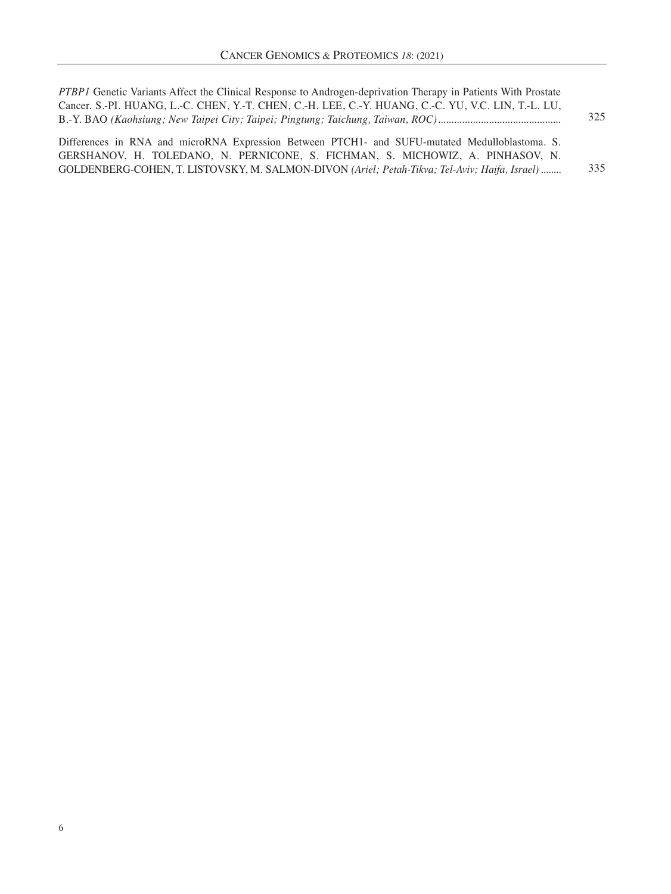*PTBP1* Genetic Variants Affect the Clinical Response to Androgen-deprivation Therapy in Patients With Prostate Cancer. S.-PI. HUANG, L.-C. CHEN, Y.-T. CHEN, C.-H. LEE, C.-Y. HUANG, C.-C. YU, V.C. LIN, T.-L. LU, B.-Y. BAO *(Kaohsiung; New Taipei City; Taipei; Pingtung; Taichung, Taiwan, ROC)* ............................................ 325

Differences in RNA and microRNA Expression Between PTCH1- and SUFU-mutated Medulloblastoma. S. GERSHANOV, H. TOLEDANO, N. PERNICONE, S. FICHMAN, S. MICHOWIZ, A. PINHASOV, N. GOLDENBERG-COHEN, T. LISTOVSKY, M. SALMON-DIVON *(Ariel; Petah-Tikva; Tel-Aviv; Haifa, Israel)* ........ 335